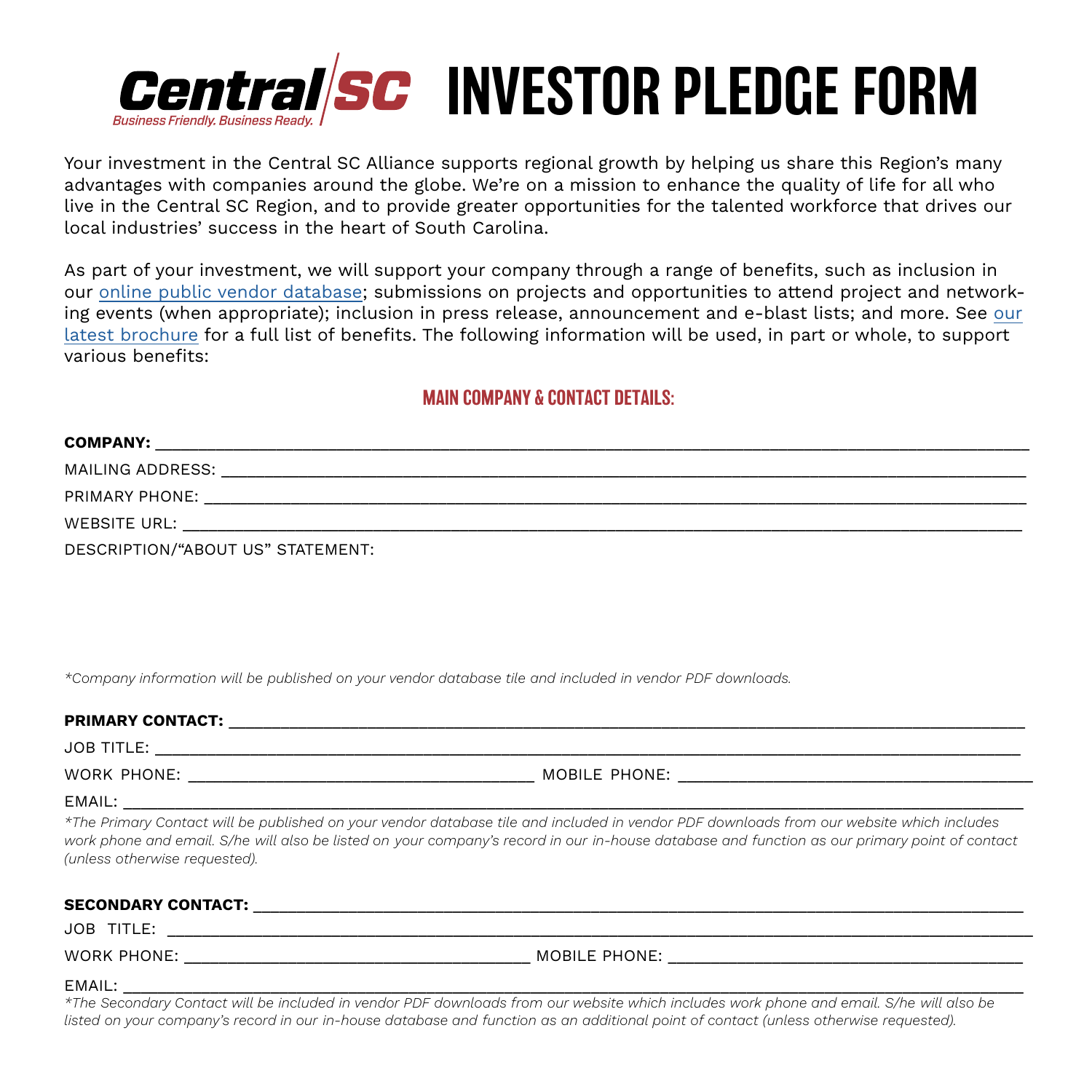# Central SC INVESTOR PLEDGE FORM

*Business Friendly. Business Ready.*

Your investment in the Central SC Alliance supports regional growth by helping us share this Region's many advantages with companies around the globe. We're on a mission to enhance the quality of life for all who live in the Central SC Region, and to provide greater opportunities for the talented workforce that drives our local industries' success in the heart of South Carolina.

As part of your investment, we will support your company through a range of benefits, such as inclusion in our online public vendor database; submissions on projects and opportunities to attend project and networking events (when appropriate); inclusion in press release, announcement and e-blast lists; and more. See our latest brochure for a full list of benefits. The following information will be used, in part or whole, to support various benefits:

## MAIN COMPANY & CONTACT DETAILS:

**COMPANY:** ______________________________________________

MAILING ADDRESS: ______________________________________________

PRIMARY PHONE: ______________________________________________

WEBSITE URL: ______________________________________________

DESCRIPTION/"ABOUT US" STATEMENT:

*\*Company information will be published on your vendor database tile and included in vendor PDF downloads.*

**PRIMARY CONTACT:** ______________________________________________

JOB TITLE: ______________________________________________

WORK PHONE: ______________________ MOBILE PHONE: ______________________

EMAIL: ______________________________________________

*\*The Primary Contact will be published on your vendor database tile and included in vendor PDF downloads from our website which includes work phone and email. S/he will also be listed on your company's record in our in-house database and function as our primary point of contact (unless otherwise requested).*

**SECONDARY CONTACT:** ______________________________________________

JOB TITLE: ______________________________________________

WORK PHONE: ______________________ MOBILE PHONE: ______________________

EMAIL: ______________________________________________

*\*The Secondary Contact will be included in vendor PDF downloads from our website which includes work phone and email. S/he will also be listed on your company's record in our in-house database and function as an additional point of contact (unless otherwise requested).*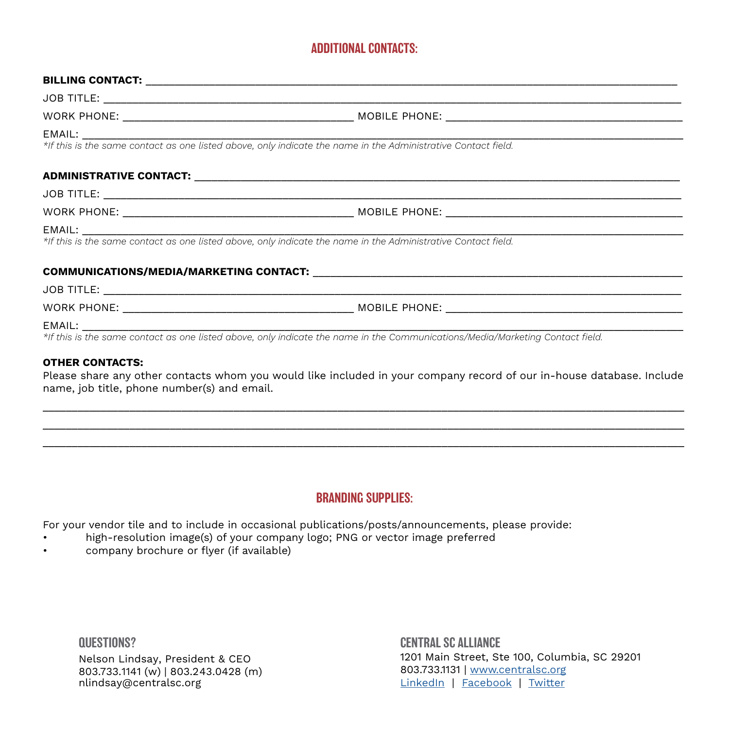## ADDITIONAL CONTACTS:

**BILLING CONTACT:** ___________________________________________________________________________

JOB TITLE: ___________________________________________________________________________

WORK PHONE: ______________________________ MOBILE PHONE: ______________________________

EMAIL: ___________________________________________________________________________

*\*If this is the same contact as one listed above, only indicate the name in the Administrative Contact field.*

**ADMINISTRATIVE CONTACT:** ___________________________________________________________________________

JOB TITLE: ___________________________________________________________________________

WORK PHONE: ______________________________ MOBILE PHONE: ______________________________

EMAIL: ___________________________________________________________________________

*\*If this is the same contact as one listed above, only indicate the name in the Administrative Contact field.*

**COMMUNICATIONS/MEDIA/MARKETING CONTACT:** _______________________________________________

JOB TITLE: ___________________________________________________________________________

WORK PHONE: ______________________________ MOBILE PHONE: ______________________________

EMAIL: ___________________________________________________________________________

*\*If this is the same contact as one listed above, only indicate the name in the Communications/Media/Marketing Contact field.*

**OTHER CONTACTS:**

Please share any other contacts whom you would like included in your company record of our in-house database. Include name, job title, phone number(s) and email.

___________________________________________________________________________

___________________________________________________________________________

___________________________________________________________________________

## BRANDING SUPPLIES:

For your vendor tile and to include in occasional publications/posts/announcements, please provide:

- high-resolution image(s) of your company logo; PNG or vector image preferred
- company brochure or flyer (if available)

### QUESTIONS?

Nelson Lindsay, President & CEO
803.733.1141 (w) | 803.243.0428 (m)
nlindsay@centralsc.org

### CENTRAL SC ALLIANCE

1201 Main Street, Ste 100, Columbia, SC 29201
803.733.1131 | www.centralsc.org
LinkedIn | Facebook | Twitter